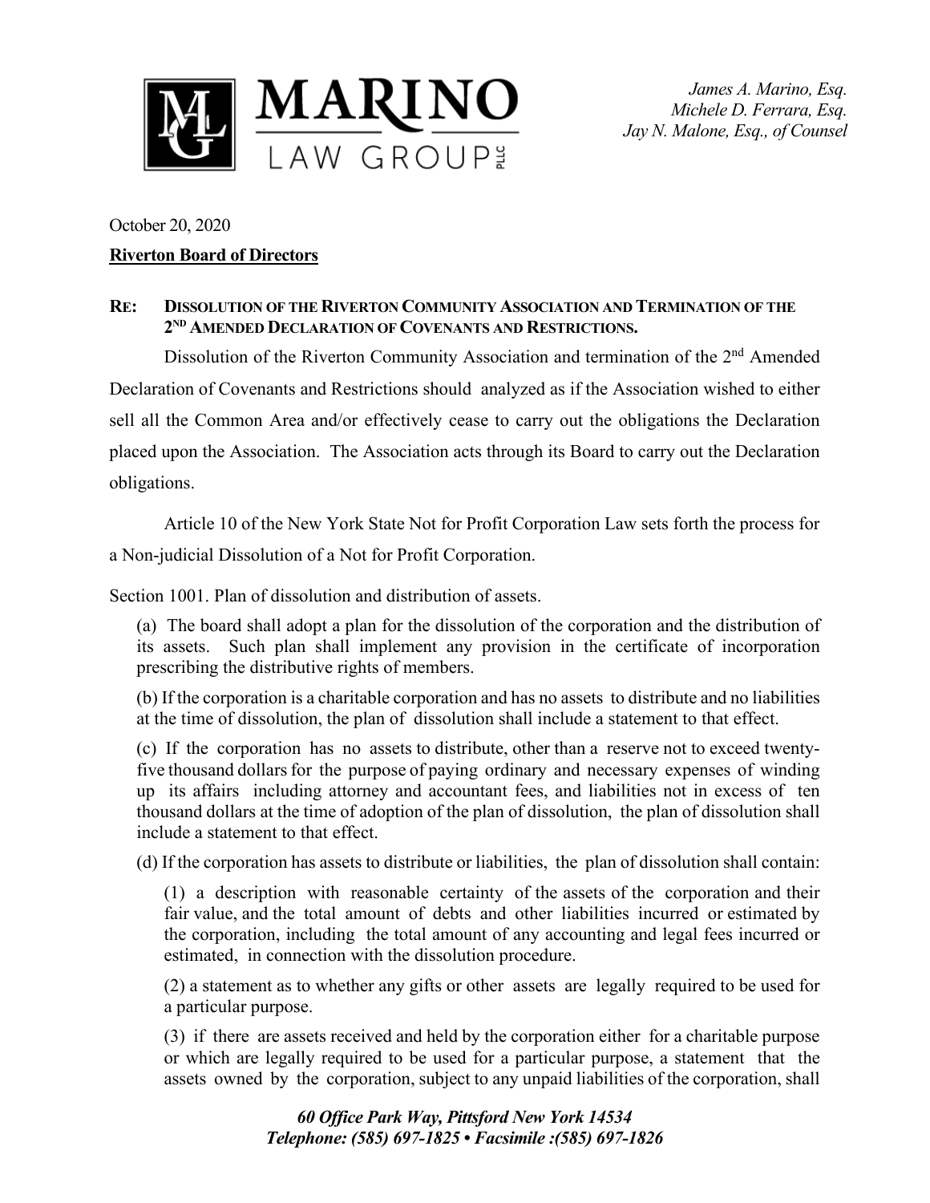James A. Marino, Esq.
Michele D. Ferrara, Esq.
Jay N. Malone, Esq., of Counsel

October 20, 2020

**Riverton Board of Directors**

**RE: DISSOLUTION OF THE RIVERTON COMMUNITY ASSOCIATION AND TERMINATION OF THE 2ND AMENDED DECLARATION OF COVENANTS AND RESTRICTIONS.**

Dissolution of the Riverton Community Association and termination of the 2nd Amended Declaration of Covenants and Restrictions should analyzed as if the Association wished to either sell all the Common Area and/or effectively cease to carry out the obligations the Declaration placed upon the Association. The Association acts through its Board to carry out the Declaration obligations.

Article 10 of the New York State Not for Profit Corporation Law sets forth the process for a Non-judicial Dissolution of a Not for Profit Corporation.

Section 1001. Plan of dissolution and distribution of assets.

(a) The board shall adopt a plan for the dissolution of the corporation and the distribution of its assets. Such plan shall implement any provision in the certificate of incorporation prescribing the distributive rights of members.

(b) If the corporation is a charitable corporation and has no assets to distribute and no liabilities at the time of dissolution, the plan of dissolution shall include a statement to that effect.

(c) If the corporation has no assets to distribute, other than a reserve not to exceed twenty-five thousand dollars for the purpose of paying ordinary and necessary expenses of winding up its affairs including attorney and accountant fees, and liabilities not in excess of ten thousand dollars at the time of adoption of the plan of dissolution, the plan of dissolution shall include a statement to that effect.

(d) If the corporation has assets to distribute or liabilities, the plan of dissolution shall contain:

(1) a description with reasonable certainty of the assets of the corporation and their fair value, and the total amount of debts and other liabilities incurred or estimated by the corporation, including the total amount of any accounting and legal fees incurred or estimated, in connection with the dissolution procedure.

(2) a statement as to whether any gifts or other assets are legally required to be used for a particular purpose.

(3) if there are assets received and held by the corporation either for a charitable purpose or which are legally required to be used for a particular purpose, a statement that the assets owned by the corporation, subject to any unpaid liabilities of the corporation, shall

*60 Office Park Way, Pittsford New York 14534*
*Telephone: (585) 697-1825 • Facsimile :(585) 697-1826*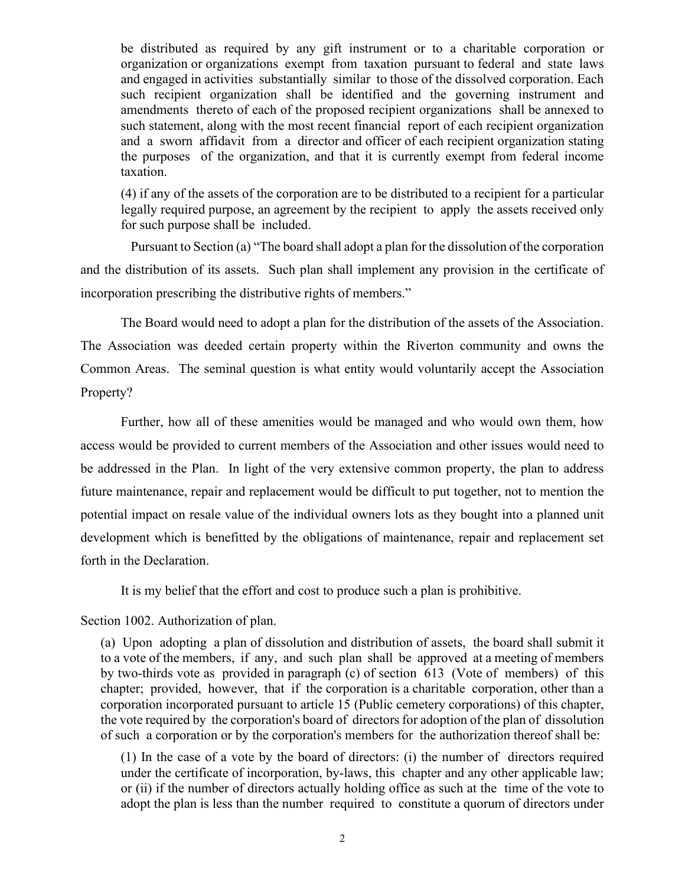be distributed as required by any gift instrument or to a charitable corporation or organization or organizations exempt from taxation pursuant to federal and state laws and engaged in activities substantially similar to those of the dissolved corporation. Each such recipient organization shall be identified and the governing instrument and amendments thereto of each of the proposed recipient organizations shall be annexed to such statement, along with the most recent financial report of each recipient organization and a sworn affidavit from a director and officer of each recipient organization stating the purposes of the organization, and that it is currently exempt from federal income taxation.

> (4) if any of the assets of the corporation are to be distributed to a recipient for a particular legally required purpose, an agreement by the recipient to apply the assets received only for such purpose shall be included.

Pursuant to Section (a) "The board shall adopt a plan for the dissolution of the corporation and the distribution of its assets. Such plan shall implement any provision in the certificate of incorporation prescribing the distributive rights of members."

The Board would need to adopt a plan for the distribution of the assets of the Association. The Association was deeded certain property within the Riverton community and owns the Common Areas. The seminal question is what entity would voluntarily accept the Association Property?

Further, how all of these amenities would be managed and who would own them, how access would be provided to current members of the Association and other issues would need to be addressed in the Plan. In light of the very extensive common property, the plan to address future maintenance, repair and replacement would be difficult to put together, not to mention the potential impact on resale value of the individual owners lots as they bought into a planned unit development which is benefitted by the obligations of maintenance, repair and replacement set forth in the Declaration.

It is my belief that the effort and cost to produce such a plan is prohibitive.

Section 1002. Authorization of plan.

> (a) Upon adopting a plan of dissolution and distribution of assets, the board shall submit it to a vote of the members, if any, and such plan shall be approved at a meeting of members by two-thirds vote as provided in paragraph (c) of section 613 (Vote of members) of this chapter; provided, however, that if the corporation is a charitable corporation, other than a corporation incorporated pursuant to article 15 (Public cemetery corporations) of this chapter, the vote required by the corporation's board of directors for adoption of the plan of dissolution of such a corporation or by the corporation's members for the authorization thereof shall be:
>
> (1) In the case of a vote by the board of directors: (i) the number of directors required under the certificate of incorporation, by-laws, this chapter and any other applicable law; or (ii) if the number of directors actually holding office as such at the time of the vote to adopt the plan is less than the number required to constitute a quorum of directors under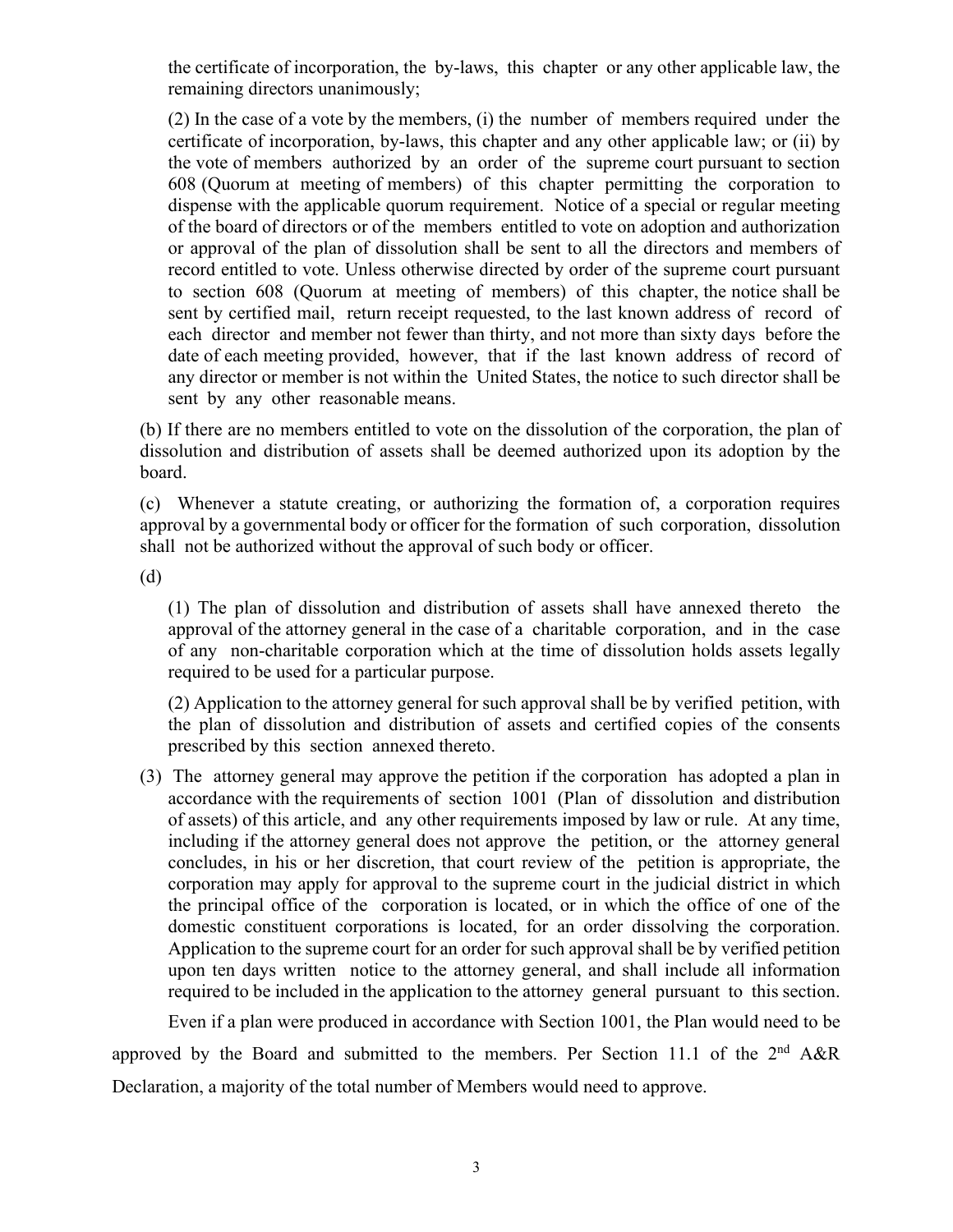the certificate of incorporation, the by-laws, this chapter or any other applicable law, the remaining directors unanimously;

(2) In the case of a vote by the members, (i) the number of members required under the certificate of incorporation, by-laws, this chapter and any other applicable law; or (ii) by the vote of members authorized by an order of the supreme court pursuant to section 608 (Quorum at meeting of members) of this chapter permitting the corporation to dispense with the applicable quorum requirement. Notice of a special or regular meeting of the board of directors or of the members entitled to vote on adoption and authorization or approval of the plan of dissolution shall be sent to all the directors and members of record entitled to vote. Unless otherwise directed by order of the supreme court pursuant to section 608 (Quorum at meeting of members) of this chapter, the notice shall be sent by certified mail, return receipt requested, to the last known address of record of each director and member not fewer than thirty, and not more than sixty days before the date of each meeting provided, however, that if the last known address of record of any director or member is not within the United States, the notice to such director shall be sent by any other reasonable means.

(b) If there are no members entitled to vote on the dissolution of the corporation, the plan of dissolution and distribution of assets shall be deemed authorized upon its adoption by the board.

(c) Whenever a statute creating, or authorizing the formation of, a corporation requires approval by a governmental body or officer for the formation of such corporation, dissolution shall not be authorized without the approval of such body or officer.

(d)

(1) The plan of dissolution and distribution of assets shall have annexed thereto the approval of the attorney general in the case of a charitable corporation, and in the case of any non-charitable corporation which at the time of dissolution holds assets legally required to be used for a particular purpose.

(2) Application to the attorney general for such approval shall be by verified petition, with the plan of dissolution and distribution of assets and certified copies of the consents prescribed by this section annexed thereto.

(3) The attorney general may approve the petition if the corporation has adopted a plan in accordance with the requirements of section 1001 (Plan of dissolution and distribution of assets) of this article, and any other requirements imposed by law or rule. At any time, including if the attorney general does not approve the petition, or the attorney general concludes, in his or her discretion, that court review of the petition is appropriate, the corporation may apply for approval to the supreme court in the judicial district in which the principal office of the corporation is located, or in which the office of one of the domestic constituent corporations is located, for an order dissolving the corporation. Application to the supreme court for an order for such approval shall be by verified petition upon ten days written notice to the attorney general, and shall include all information required to be included in the application to the attorney general pursuant to this section.

Even if a plan were produced in accordance with Section 1001, the Plan would need to be approved by the Board and submitted to the members. Per Section 11.1 of the 2nd A&R Declaration, a majority of the total number of Members would need to approve.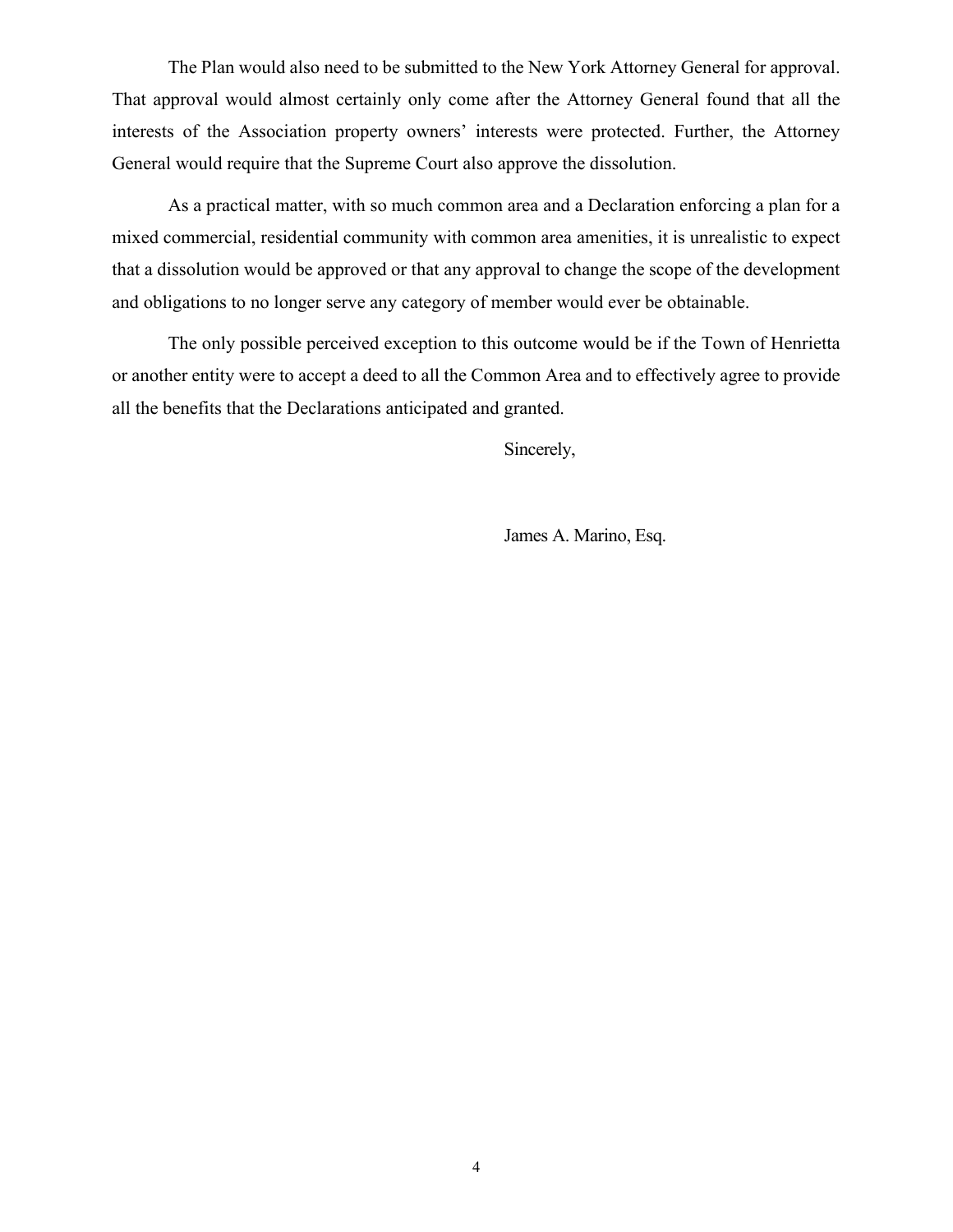The Plan would also need to be submitted to the New York Attorney General for approval. That approval would almost certainly only come after the Attorney General found that all the interests of the Association property owners' interests were protected. Further, the Attorney General would require that the Supreme Court also approve the dissolution.

As a practical matter, with so much common area and a Declaration enforcing a plan for a mixed commercial, residential community with common area amenities, it is unrealistic to expect that a dissolution would be approved or that any approval to change the scope of the development and obligations to no longer serve any category of member would ever be obtainable.

The only possible perceived exception to this outcome would be if the Town of Henrietta or another entity were to accept a deed to all the Common Area and to effectively agree to provide all the benefits that the Declarations anticipated and granted.

Sincerely,

James A. Marino, Esq.